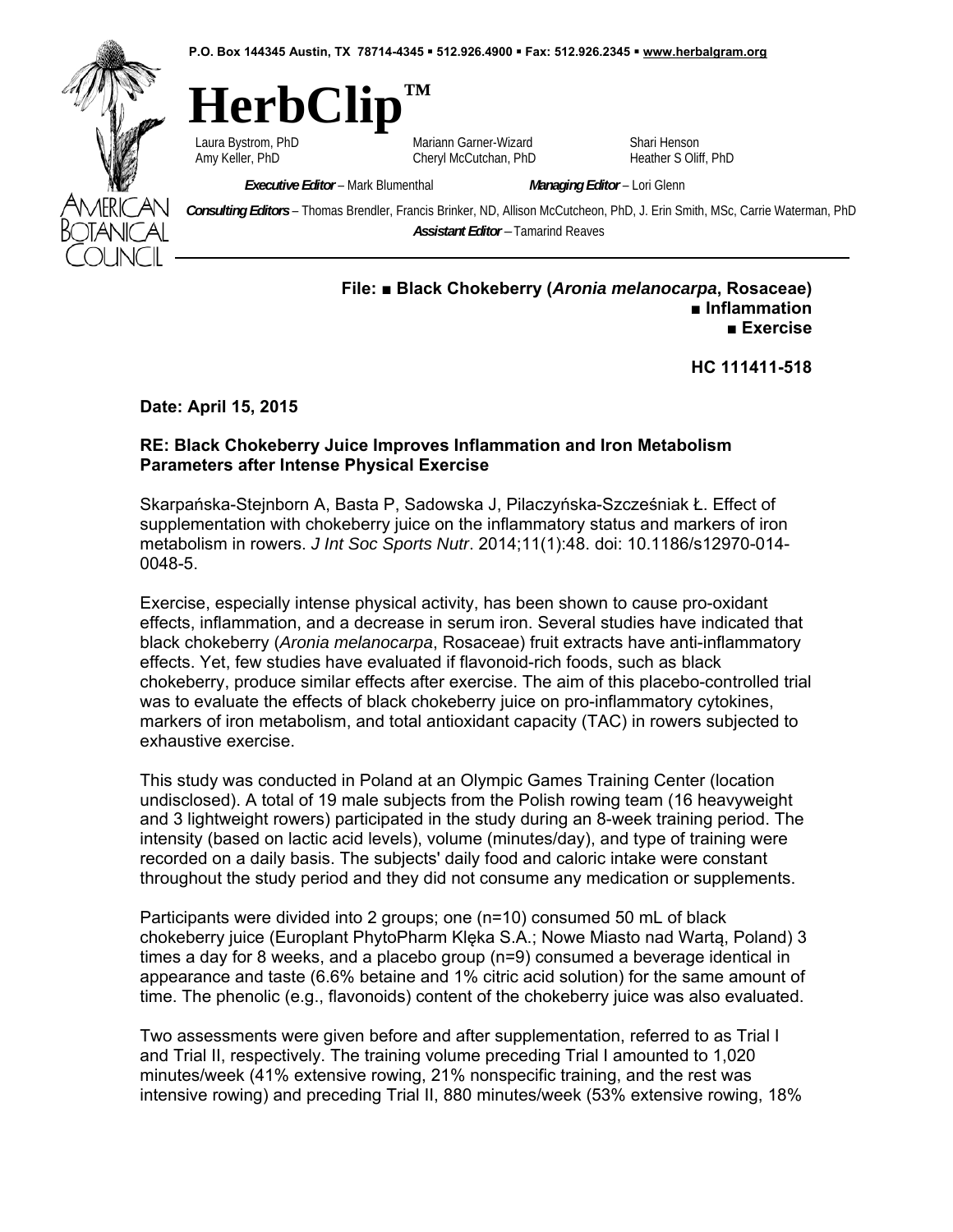P.O. Box 144345 Austin, TX 78714-4345 ▪ 512.926.4900 ▪ Fax: 512.926.2345 ▪ www.herbalgram.org

# HerbClip™

Laura Bystrom, PhD | Mariann Garner-Wizard | Shari Henson
Amy Keller, PhD | Cheryl McCutchan, PhD | Heather S Oliff, PhD

***Executive Editor*** – Mark Blumenthal ***Managing Editor*** – Lori Glenn

***Consulting Editors*** – Thomas Brendler, Francis Brinker, ND, Allison McCutcheon, PhD, J. Erin Smith, MSc, Carrie Waterman, PhD

***Assistant Editor*** – Tamarind Reaves

**File: ■ Black Chokeberry (*Aronia melanocarpa*, Rosaceae)**
**■ Inflammation**
**■ Exercise**

**HC 111411-518**

**Date: April 15, 2015**

**RE: Black Chokeberry Juice Improves Inflammation and Iron Metabolism Parameters after Intense Physical Exercise**

Skarpańska-Stejnborn A, Basta P, Sadowska J, Pilaczyńska-Szcześniak Ł. Effect of supplementation with chokeberry juice on the inflammatory status and markers of iron metabolism in rowers. *J Int Soc Sports Nutr*. 2014;11(1):48. doi: 10.1186/s12970-014-0048-5.

Exercise, especially intense physical activity, has been shown to cause pro-oxidant effects, inflammation, and a decrease in serum iron. Several studies have indicated that black chokeberry (*Aronia melanocarpa*, Rosaceae) fruit extracts have anti-inflammatory effects. Yet, few studies have evaluated if flavonoid-rich foods, such as black chokeberry, produce similar effects after exercise. The aim of this placebo-controlled trial was to evaluate the effects of black chokeberry juice on pro-inflammatory cytokines, markers of iron metabolism, and total antioxidant capacity (TAC) in rowers subjected to exhaustive exercise.

This study was conducted in Poland at an Olympic Games Training Center (location undisclosed). A total of 19 male subjects from the Polish rowing team (16 heavyweight and 3 lightweight rowers) participated in the study during an 8-week training period. The intensity (based on lactic acid levels), volume (minutes/day), and type of training were recorded on a daily basis. The subjects' daily food and caloric intake were constant throughout the study period and they did not consume any medication or supplements.

Participants were divided into 2 groups; one (n=10) consumed 50 mL of black chokeberry juice (Europlant PhytoPharm Klęka S.A.; Nowe Miasto nad Wartą, Poland) 3 times a day for 8 weeks, and a placebo group (n=9) consumed a beverage identical in appearance and taste (6.6% betaine and 1% citric acid solution) for the same amount of time. The phenolic (e.g., flavonoids) content of the chokeberry juice was also evaluated.

Two assessments were given before and after supplementation, referred to as Trial I and Trial II, respectively. The training volume preceding Trial I amounted to 1,020 minutes/week (41% extensive rowing, 21% nonspecific training, and the rest was intensive rowing) and preceding Trial II, 880 minutes/week (53% extensive rowing, 18%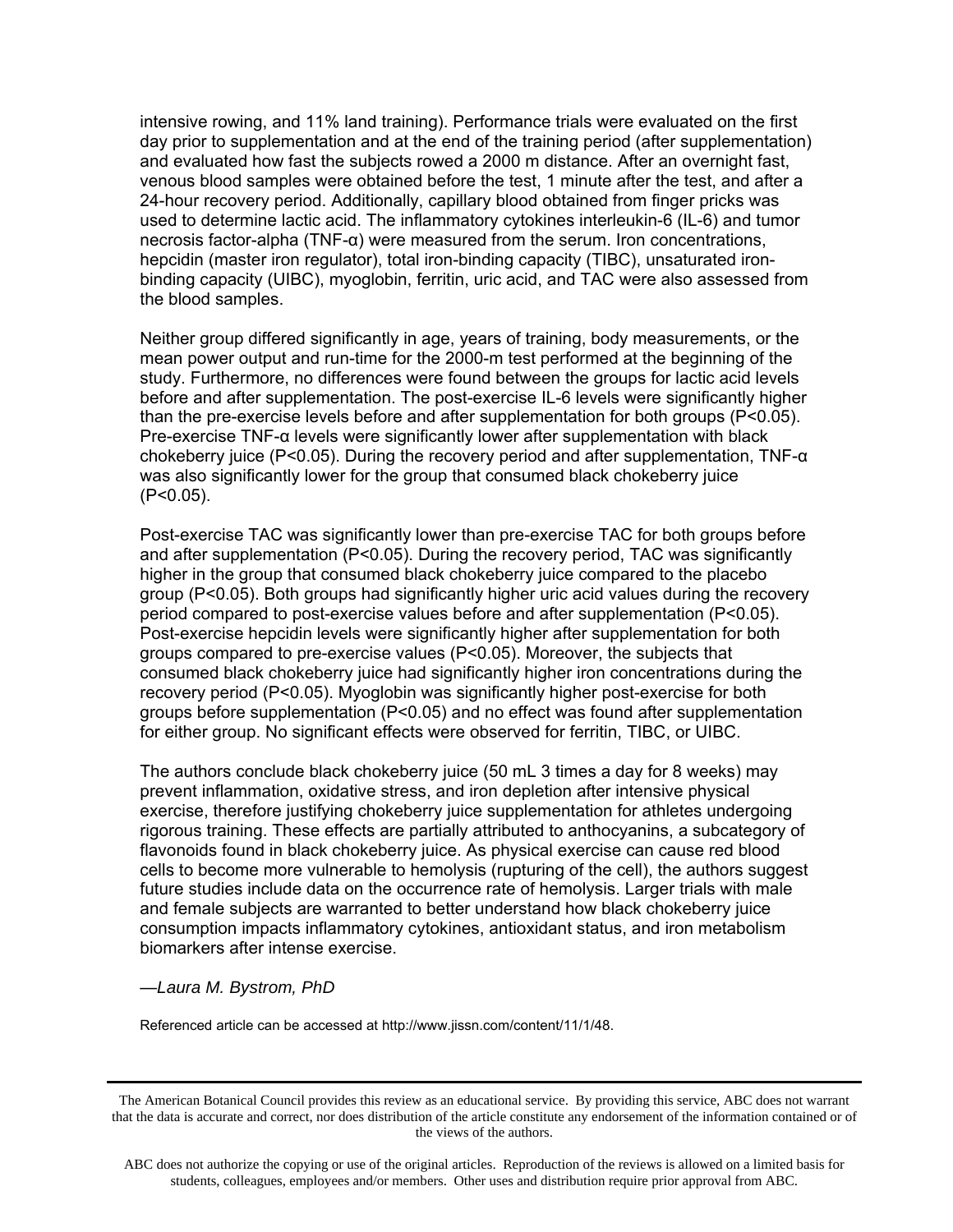intensive rowing, and 11% land training). Performance trials were evaluated on the first day prior to supplementation and at the end of the training period (after supplementation) and evaluated how fast the subjects rowed a 2000 m distance. After an overnight fast, venous blood samples were obtained before the test, 1 minute after the test, and after a 24-hour recovery period. Additionally, capillary blood obtained from finger pricks was used to determine lactic acid. The inflammatory cytokines interleukin-6 (IL-6) and tumor necrosis factor-alpha (TNF-α) were measured from the serum. Iron concentrations, hepcidin (master iron regulator), total iron-binding capacity (TIBC), unsaturated iron-binding capacity (UIBC), myoglobin, ferritin, uric acid, and TAC were also assessed from the blood samples.

Neither group differed significantly in age, years of training, body measurements, or the mean power output and run-time for the 2000-m test performed at the beginning of the study. Furthermore, no differences were found between the groups for lactic acid levels before and after supplementation. The post-exercise IL-6 levels were significantly higher than the pre-exercise levels before and after supplementation for both groups ($P<0.05$). Pre-exercise TNF-α levels were significantly lower after supplementation with black chokeberry juice ($P<0.05$). During the recovery period and after supplementation, TNF-α was also significantly lower for the group that consumed black chokeberry juice ($P<0.05$).

Post-exercise TAC was significantly lower than pre-exercise TAC for both groups before and after supplementation ($P<0.05$). During the recovery period, TAC was significantly higher in the group that consumed black chokeberry juice compared to the placebo group ($P<0.05$). Both groups had significantly higher uric acid values during the recovery period compared to post-exercise values before and after supplementation ($P<0.05$). Post-exercise hepcidin levels were significantly higher after supplementation for both groups compared to pre-exercise values ($P<0.05$). Moreover, the subjects that consumed black chokeberry juice had significantly higher iron concentrations during the recovery period ($P<0.05$). Myoglobin was significantly higher post-exercise for both groups before supplementation ($P<0.05$) and no effect was found after supplementation for either group. No significant effects were observed for ferritin, TIBC, or UIBC.

The authors conclude black chokeberry juice (50 mL 3 times a day for 8 weeks) may prevent inflammation, oxidative stress, and iron depletion after intensive physical exercise, therefore justifying chokeberry juice supplementation for athletes undergoing rigorous training. These effects are partially attributed to anthocyanins, a subcategory of flavonoids found in black chokeberry juice. As physical exercise can cause red blood cells to become more vulnerable to hemolysis (rupturing of the cell), the authors suggest future studies include data on the occurrence rate of hemolysis. Larger trials with male and female subjects are warranted to better understand how black chokeberry juice consumption impacts inflammatory cytokines, antioxidant status, and iron metabolism biomarkers after intense exercise.

*—Laura M. Bystrom, PhD*

Referenced article can be accessed at http://www.jissn.com/content/11/1/48.

---

The American Botanical Council provides this review as an educational service. By providing this service, ABC does not warrant that the data is accurate and correct, nor does distribution of the article constitute any endorsement of the information contained or of the views of the authors.

ABC does not authorize the copying or use of the original articles. Reproduction of the reviews is allowed on a limited basis for students, colleagues, employees and/or members. Other uses and distribution require prior approval from ABC.